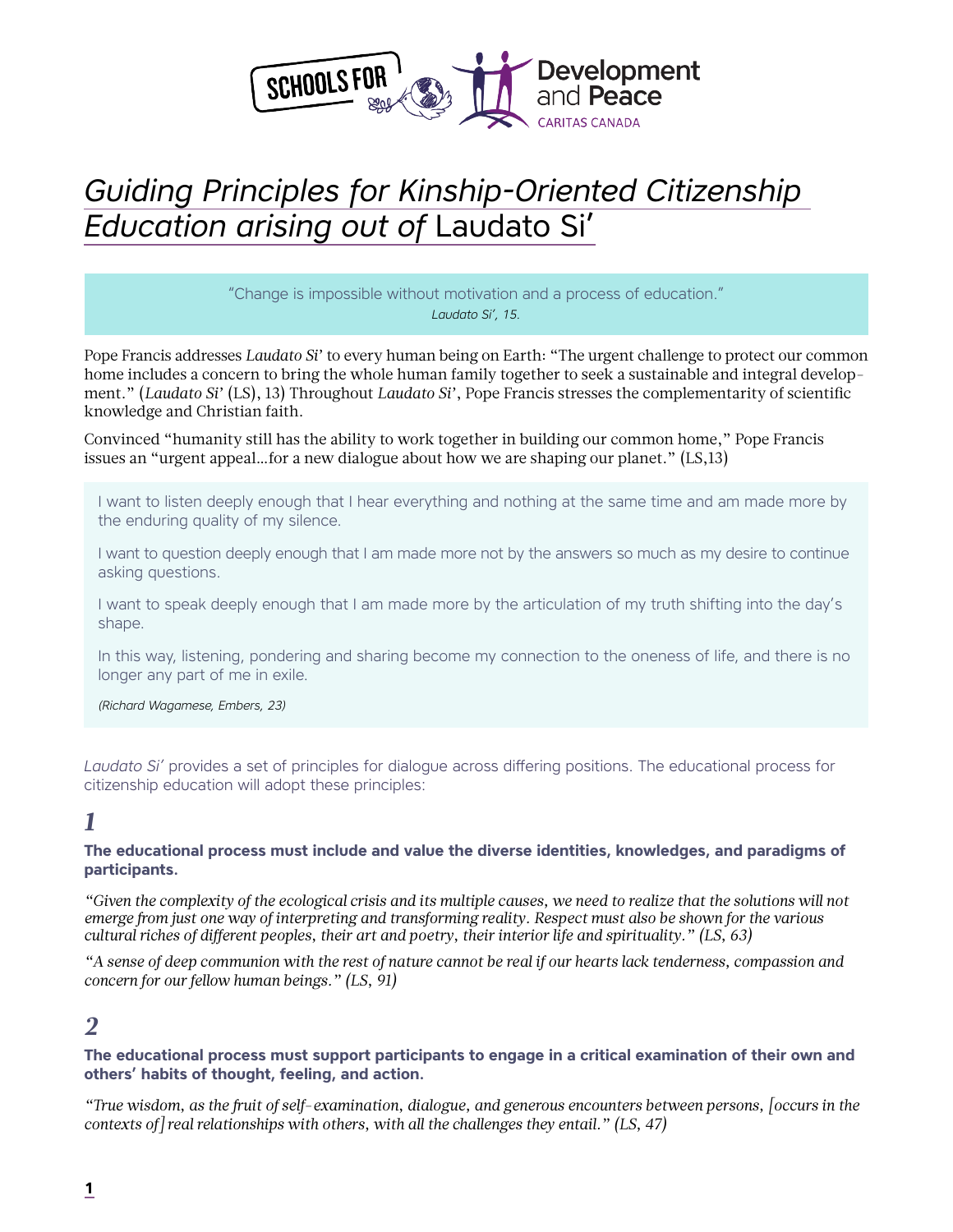# *Guiding Principles for Kinship-Oriented Citizenship Education arising out of* Laudato Si'

> "Change is impossible without motivation and a process of education."
> *Laudato Si', 15.*

Pope Francis addresses *Laudato Si'* to every human being on Earth: "The urgent challenge to protect our common home includes a concern to bring the whole human family together to seek a sustainable and integral development." (*Laudato Si'* (LS), 13) Throughout *Laudato Si'*, Pope Francis stresses the complementarity of scientific knowledge and Christian faith.

Convinced "humanity still has the ability to work together in building our common home," Pope Francis issues an "urgent appeal…for a new dialogue about how we are shaping our planet." (LS,13)

> I want to listen deeply enough that I hear everything and nothing at the same time and am made more by the enduring quality of my silence.
>
> I want to question deeply enough that I am made more not by the answers so much as my desire to continue asking questions.
>
> I want to speak deeply enough that I am made more by the articulation of my truth shifting into the day's shape.
>
> In this way, listening, pondering and sharing become my connection to the oneness of life, and there is no longer any part of me in exile.
>
> *(Richard Wagamese, Embers, 23)*

*Laudato Si'* provides a set of principles for dialogue across differing positions. The educational process for citizenship education will adopt these principles:

## *1*

**The educational process must include and value the diverse identities, knowledges, and paradigms of participants.**

*"Given the complexity of the ecological crisis and its multiple causes, we need to realize that the solutions will not emerge from just one way of interpreting and transforming reality. Respect must also be shown for the various cultural riches of different peoples, their art and poetry, their interior life and spirituality." (LS, 63)*

*"A sense of deep communion with the rest of nature cannot be real if our hearts lack tenderness, compassion and concern for our fellow human beings." (LS, 91)*

## *2*

**The educational process must support participants to engage in a critical examination of their own and others' habits of thought, feeling, and action.**

*"True wisdom, as the fruit of self-examination, dialogue, and generous encounters between persons, [occurs in the contexts of] real relationships with others, with all the challenges they entail." (LS, 47)*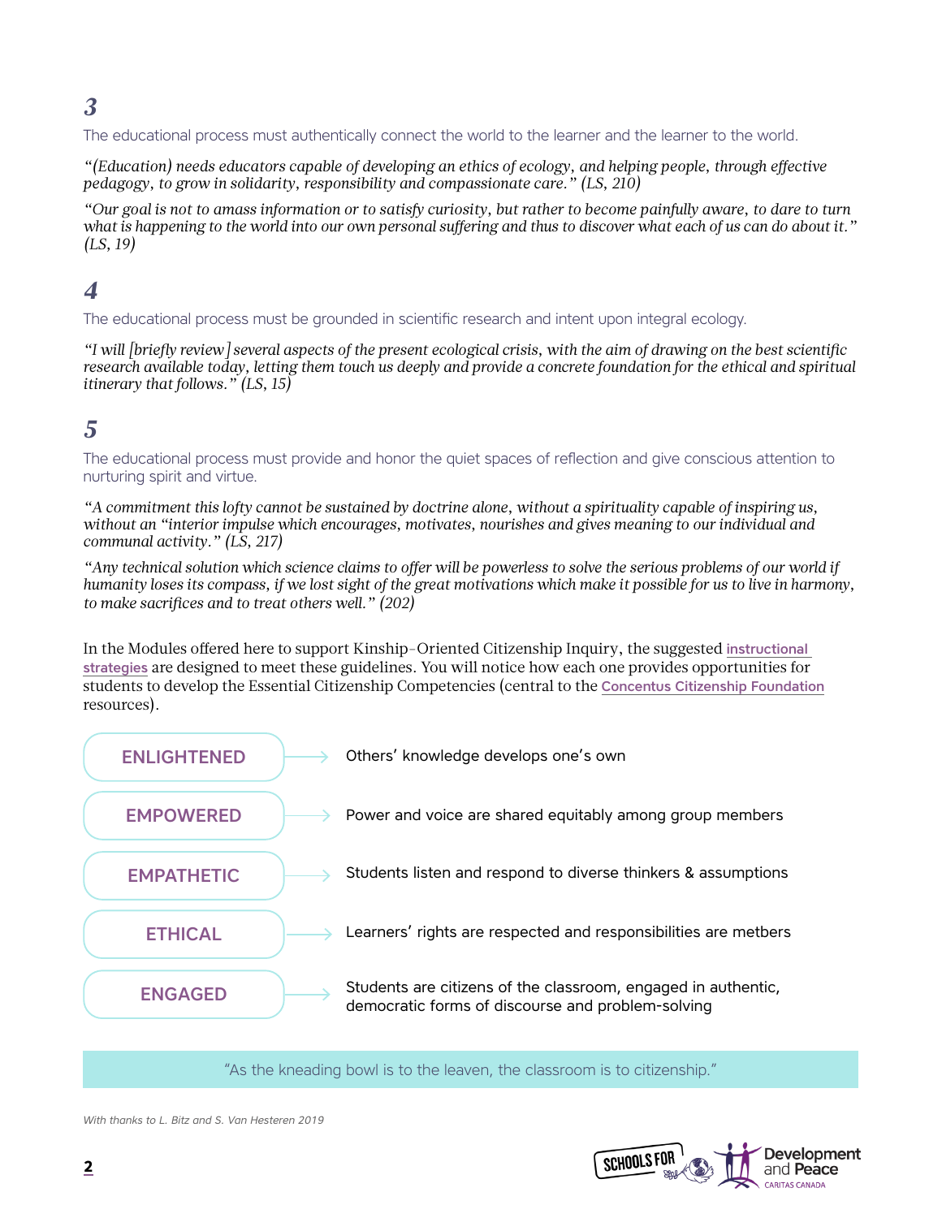### 3

The educational process must authentically connect the world to the learner and the learner to the world.

*"(Education) needs educators capable of developing an ethics of ecology, and helping people, through effective pedagogy, to grow in solidarity, responsibility and compassionate care." (LS, 210)*

*"Our goal is not to amass information or to satisfy curiosity, but rather to become painfully aware, to dare to turn what is happening to the world into our own personal suffering and thus to discover what each of us can do about it." (LS, 19)*

### 4

The educational process must be grounded in scientific research and intent upon integral ecology.

*"I will [briefly review] several aspects of the present ecological crisis, with the aim of drawing on the best scientific research available today, letting them touch us deeply and provide a concrete foundation for the ethical and spiritual itinerary that follows." (LS, 15)*

### 5

The educational process must provide and honor the quiet spaces of reflection and give conscious attention to nurturing spirit and virtue.

*"A commitment this lofty cannot be sustained by doctrine alone, without a spirituality capable of inspiring us, without an "interior impulse which encourages, motivates, nourishes and gives meaning to our individual and communal activity." (LS, 217)*

*"Any technical solution which science claims to offer will be powerless to solve the serious problems of our world if humanity loses its compass, if we lost sight of the great motivations which make it possible for us to live in harmony, to make sacrifices and to treat others well." (202)*

In the Modules offered here to support Kinship-Oriented Citizenship Inquiry, the suggested **instructional strategies** are designed to meet these guidelines. You will notice how each one provides opportunities for students to develop the Essential Citizenship Competencies (central to the **Concentus Citizenship Foundation** resources).

- **ENLIGHTENED** → Others' knowledge develops one's own
- **EMPOWERED** → Power and voice are shared equitably among group members
- **EMPATHETIC** → Students listen and respond to diverse thinkers & assumptions
- **ETHICAL** → Learners' rights are respected and responsibilities are metbers
- **ENGAGED** → Students are citizens of the classroom, engaged in authentic, democratic forms of discourse and problem-solving

"As the kneading bowl is to the leaven, the classroom is to citizenship."

*With thanks to L. Bitz and S. Van Hesteren 2019*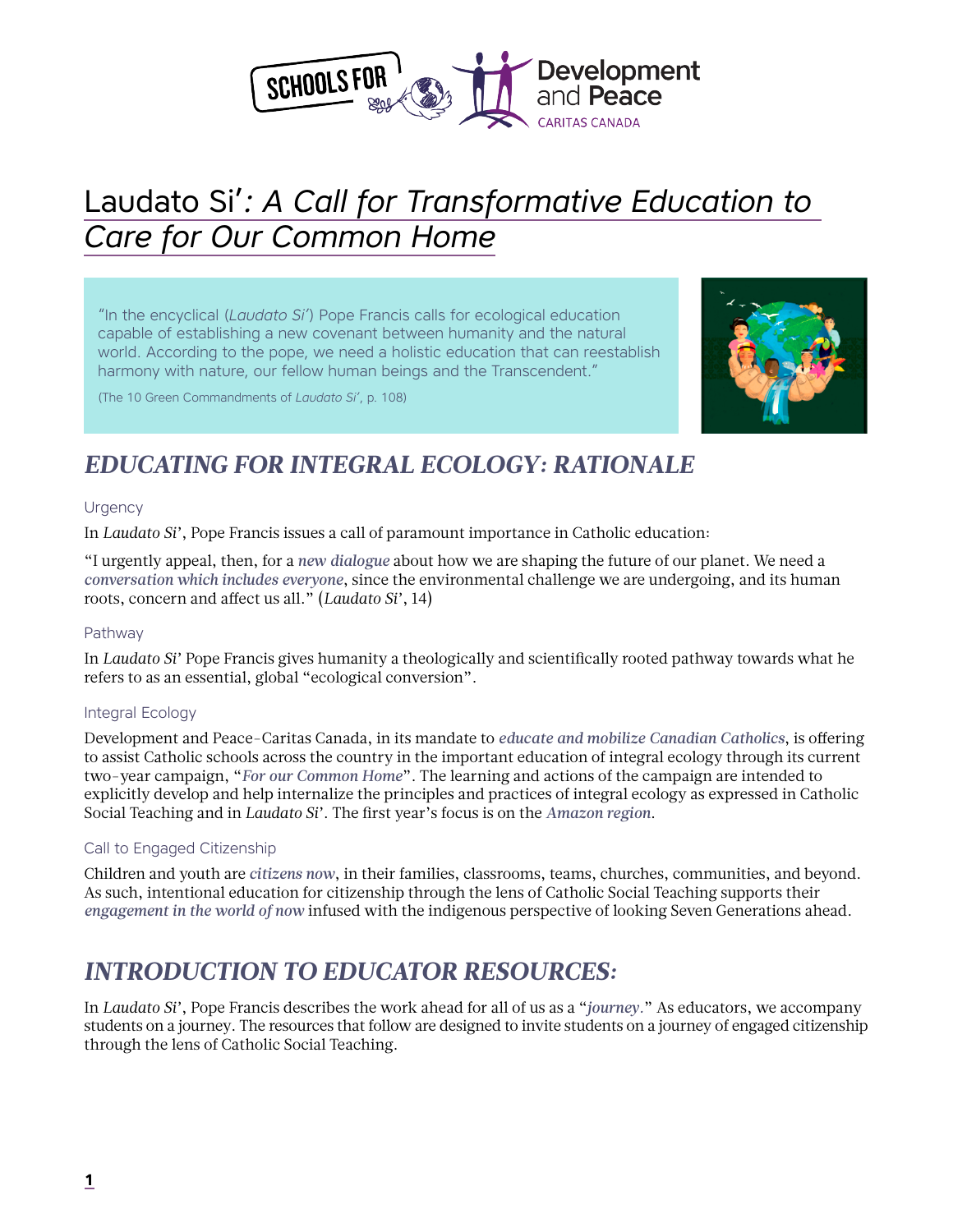# Laudato Si': *A Call for Transformative Education to Care for Our Common Home*

> "In the encyclical (*Laudato Si'*) Pope Francis calls for ecological education capable of establishing a new covenant between humanity and the natural world. According to the pope, we need a holistic education that can reestablish harmony with nature, our fellow human beings and the Transcendent."
>
> (The 10 Green Commandments of *Laudato Si'*, p. 108)

## *EDUCATING FOR INTEGRAL ECOLOGY: RATIONALE*

### Urgency

In *Laudato Si'*, Pope Francis issues a call of paramount importance in Catholic education:

"I urgently appeal, then, for a *new dialogue* about how we are shaping the future of our planet. We need a *conversation which includes everyone*, since the environmental challenge we are undergoing, and its human roots, concern and affect us all." (*Laudato Si'*, 14)

### Pathway

In *Laudato Si'* Pope Francis gives humanity a theologically and scientifically rooted pathway towards what he refers to as an essential, global "ecological conversion".

### Integral Ecology

Development and Peace-Caritas Canada, in its mandate to *educate and mobilize Canadian Catholics*, is offering to assist Catholic schools across the country in the important education of integral ecology through its current two-year campaign, "*For our Common Home*". The learning and actions of the campaign are intended to explicitly develop and help internalize the principles and practices of integral ecology as expressed in Catholic Social Teaching and in *Laudato Si'*. The first year's focus is on the *Amazon region*.

### Call to Engaged Citizenship

Children and youth are *citizens now*, in their families, classrooms, teams, churches, communities, and beyond. As such, intentional education for citizenship through the lens of Catholic Social Teaching supports their *engagement in the world of now* infused with the indigenous perspective of looking Seven Generations ahead.

## *INTRODUCTION TO EDUCATOR RESOURCES:*

In *Laudato Si'*, Pope Francis describes the work ahead for all of us as a "*journey*." As educators, we accompany students on a journey. The resources that follow are designed to invite students on a journey of engaged citizenship through the lens of Catholic Social Teaching.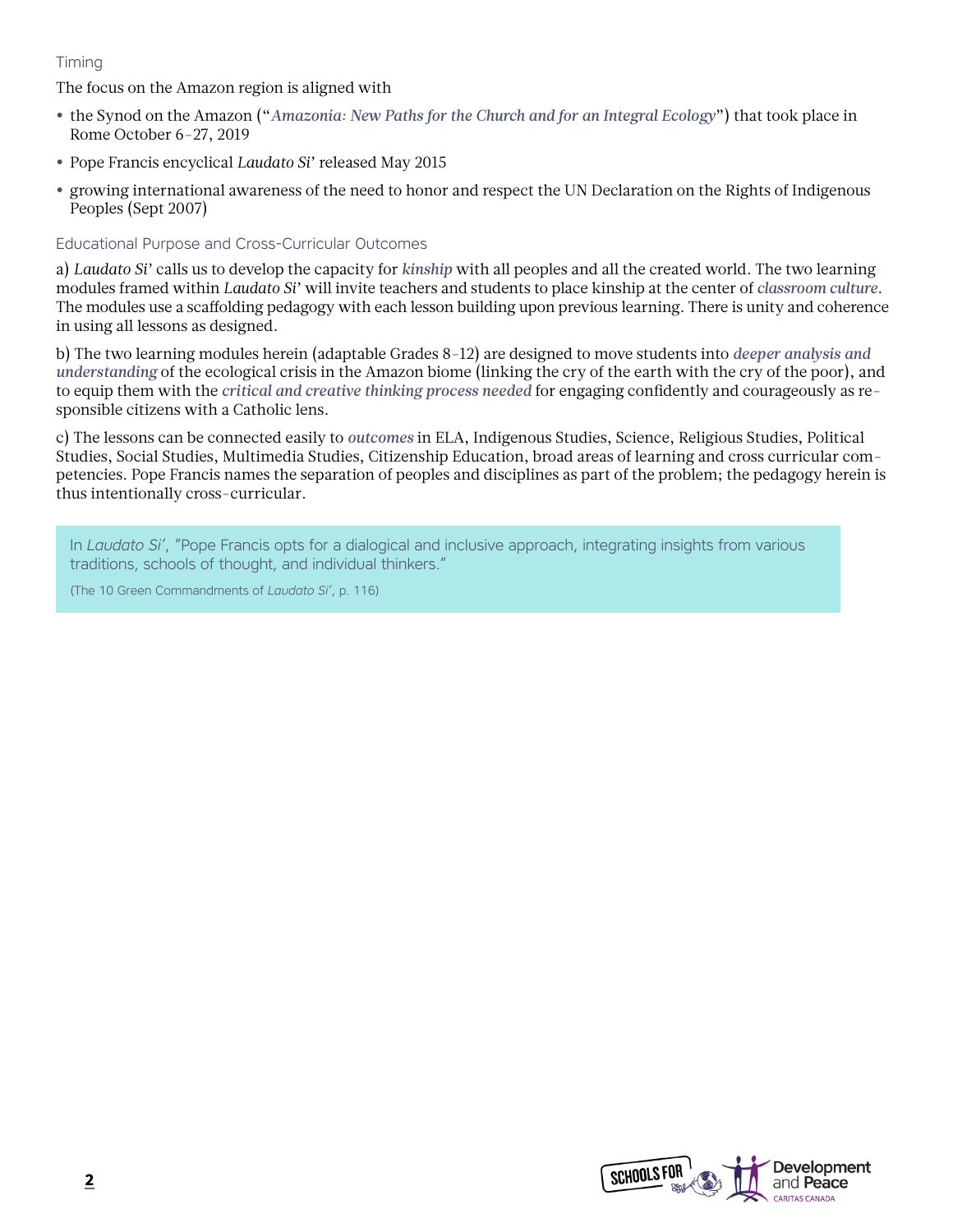### Timing

The focus on the Amazon region is aligned with

- the Synod on the Amazon ("*Amazonia: New Paths for the Church and for an Integral Ecology*") that took place in Rome October 6–27, 2019
- Pope Francis encyclical *Laudato Si*' released May 2015
- growing international awareness of the need to honor and respect the UN Declaration on the Rights of Indigenous Peoples (Sept 2007)

### Educational Purpose and Cross-Curricular Outcomes

a) *Laudato Si*' calls us to develop the capacity for ***kinship*** with all peoples and all the created world. The two learning modules framed within *Laudato Si*' will invite teachers and students to place kinship at the center of *classroom culture*. The modules use a scaffolding pedagogy with each lesson building upon previous learning. There is unity and coherence in using all lessons as designed.

b) The two learning modules herein (adaptable Grades 8–12) are designed to move students into ***deeper analysis and understanding*** of the ecological crisis in the Amazon biome (linking the cry of the earth with the cry of the poor), and to equip them with the ***critical and creative thinking process needed*** for engaging confidently and courageously as responsible citizens with a Catholic lens.

c) The lessons can be connected easily to ***outcomes*** in ELA, Indigenous Studies, Science, Religious Studies, Political Studies, Social Studies, Multimedia Studies, Citizenship Education, broad areas of learning and cross curricular competencies. Pope Francis names the separation of peoples and disciplines as part of the problem; the pedagogy herein is thus intentionally cross-curricular.

> In *Laudato Si'*, "Pope Francis opts for a dialogical and inclusive approach, integrating insights from various traditions, schools of thought, and individual thinkers."
>
> (The 10 Green Commandments of *Laudato Si'*, p. 116)